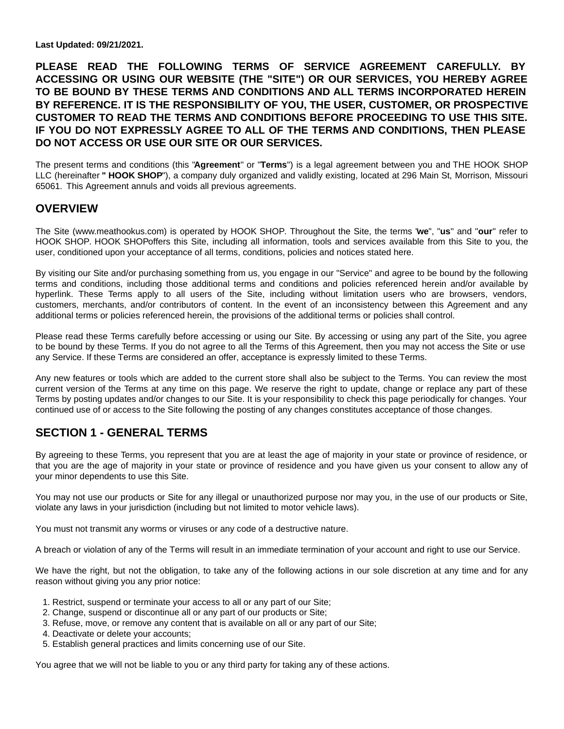**Last Updated: 09/21/2021.**

**PLEASE READ THE FOLLOWING TERMS OF SERVICE AGREEMENT CAREFULLY. BY ACCESSING OR USING OUR WEBSITE (THE "SITE") OR OUR SERVICES, YOU HEREBY AGREE TO BE BOUND BY THESE TERMS AND CONDITIONS AND ALL TERMS INCORPORATED HEREIN BY REFERENCE. IT IS THE RESPONSIBILITY OF YOU, THE USER, CUSTOMER, OR PROSPECTIVE CUSTOMER TO READ THE TERMS AND CONDITIONS BEFORE PROCEEDING TO USE THIS SITE. IF YOU DO NOT EXPRESSLY AGREE TO ALL OF THE TERMS AND CONDITIONS, THEN PLEASE DO NOT ACCESS OR USE OUR SITE OR OUR SERVICES.**

The present terms and conditions (this "**Agreement**" or "**Terms**") is a legal agreement between you and THE HOOK SHOP LLC (hereinafter **" HOOK SHOP**"), a company duly organized and validly existing, located at 296 Main St, Morrison, Missouri 65061. This Agreement annuls and voids all previous agreements.

## OVERVIEW

The Site (www.meathookus.com) is operated by HOOK SHOP. Throughout the Site, the terms "**we**", "**us**" and "**our**" refer to HOOK SHOP. HOOK SHOPoffers this Site, including all information, tools and services available from this Site to you, the user, conditioned upon your acceptance of all terms, conditions, policies and notices stated here.

By visiting our Site and/or purchasing something from us, you engage in our "Service" and agree to be bound by the following terms and conditions, including those additional terms and conditions and policies referenced herein and/or available by hyperlink. These Terms apply to all users of the Site, including without limitation users who are browsers, vendors, customers, merchants, and/or contributors of content. In the event of an inconsistency between this Agreement and any additional terms or policies referenced herein, the provisions of the additional terms or policies shall control.

Please read these Terms carefully before accessing or using our Site. By accessing or using any part of the Site, you agree to be bound by these Terms. If you do not agree to all the Terms of this Agreement, then you may not access the Site or use any Service. If these Terms are considered an offer, acceptance is expressly limited to these Terms.

Any new features or tools which are added to the current store shall also be subject to the Terms. You can review the most current version of the Terms at any time on this page. We reserve the right to update, change or replace any part of these Terms by posting updates and/or changes to our Site. It is your responsibility to check this page periodically for changes. Your continued use of or access to the Site following the posting of any changes constitutes acceptance of those changes.

## SECTION 1 - GENERAL TERMS

By agreeing to these Terms, you represent that you are at least the age of majority in your state or province of residence, or that you are the age of majority in your state or province of residence and you have given us your consent to allow any of your minor dependents to use this Site.

You may not use our products or Site for any illegal or unauthorized purpose nor may you, in the use of our products or Site, violate any laws in your jurisdiction (including but not limited to motor vehicle laws).

You must not transmit any worms or viruses or any code of a destructive nature.

A breach or violation of any of the Terms will result in an immediate termination of your account and right to use our Service.

We have the right, but not the obligation, to take any of the following actions in our sole discretion at any time and for any reason without giving you any prior notice:

1. Restrict, suspend or terminate your access to all or any part of our Site;
2. Change, suspend or discontinue all or any part of our products or Site;
3. Refuse, move, or remove any content that is available on all or any part of our Site;
4. Deactivate or delete your accounts;
5. Establish general practices and limits concerning use of our Site.

You agree that we will not be liable to you or any third party for taking any of these actions.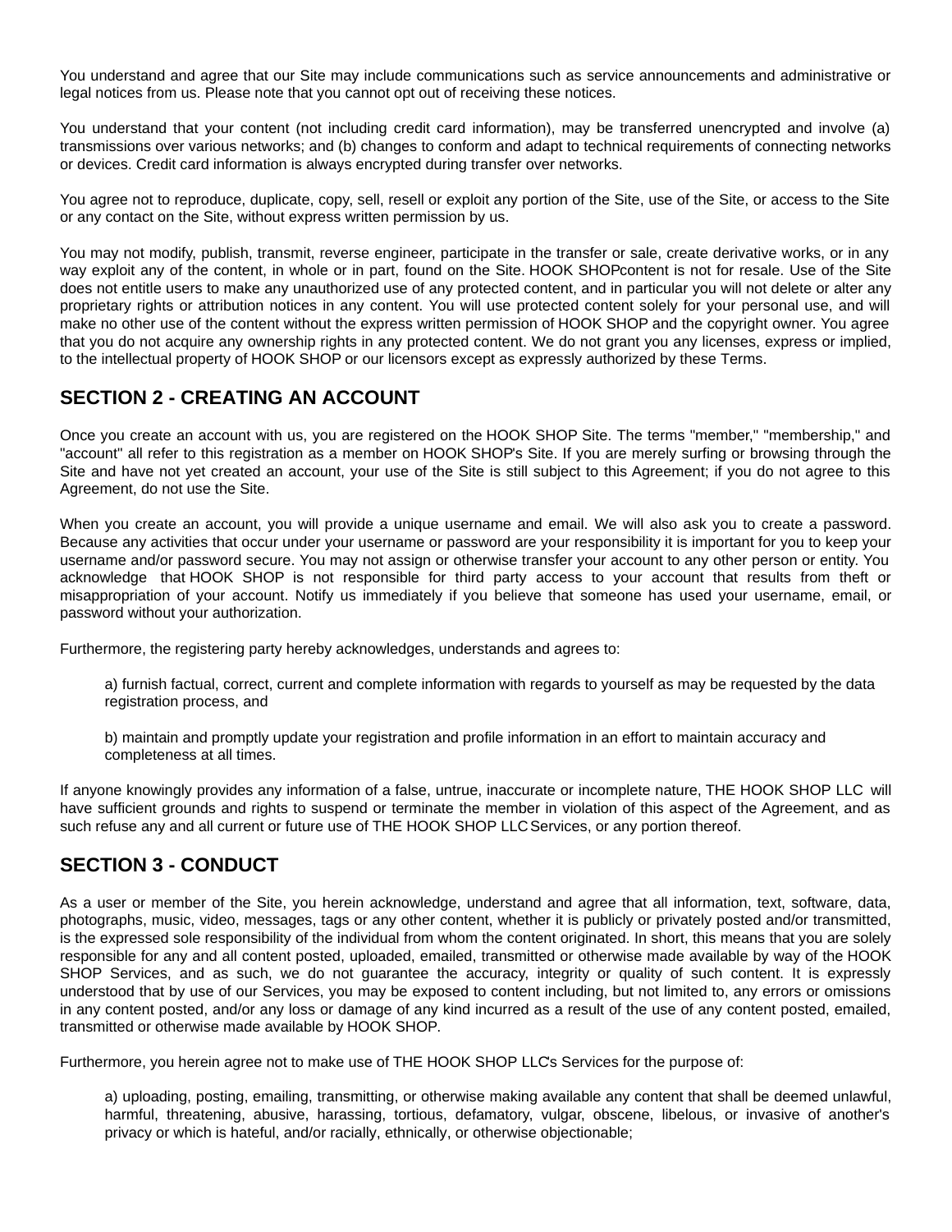You understand and agree that our Site may include communications such as service announcements and administrative or legal notices from us. Please note that you cannot opt out of receiving these notices.

You understand that your content (not including credit card information), may be transferred unencrypted and involve (a) transmissions over various networks; and (b) changes to conform and adapt to technical requirements of connecting networks or devices. Credit card information is always encrypted during transfer over networks.

You agree not to reproduce, duplicate, copy, sell, resell or exploit any portion of the Site, use of the Site, or access to the Site or any contact on the Site, without express written permission by us.

You may not modify, publish, transmit, reverse engineer, participate in the transfer or sale, create derivative works, or in any way exploit any of the content, in whole or in part, found on the Site. HOOK SHOPcontent is not for resale. Use of the Site does not entitle users to make any unauthorized use of any protected content, and in particular you will not delete or alter any proprietary rights or attribution notices in any content. You will use protected content solely for your personal use, and will make no other use of the content without the express written permission of HOOK SHOP and the copyright owner. You agree that you do not acquire any ownership rights in any protected content. We do not grant you any licenses, express or implied, to the intellectual property of HOOK SHOP or our licensors except as expressly authorized by these Terms.

## SECTION 2 - CREATING AN ACCOUNT

Once you create an account with us, you are registered on the HOOK SHOP Site. The terms "member," "membership," and "account" all refer to this registration as a member on HOOK SHOP's Site. If you are merely surfing or browsing through the Site and have not yet created an account, your use of the Site is still subject to this Agreement; if you do not agree to this Agreement, do not use the Site.

When you create an account, you will provide a unique username and email. We will also ask you to create a password. Because any activities that occur under your username or password are your responsibility it is important for you to keep your username and/or password secure. You may not assign or otherwise transfer your account to any other person or entity. You acknowledge that HOOK SHOP is not responsible for third party access to your account that results from theft or misappropriation of your account. Notify us immediately if you believe that someone has used your username, email, or password without your authorization.

Furthermore, the registering party hereby acknowledges, understands and agrees to:

a) furnish factual, correct, current and complete information with regards to yourself as may be requested by the data registration process, and

b) maintain and promptly update your registration and profile information in an effort to maintain accuracy and completeness at all times.

If anyone knowingly provides any information of a false, untrue, inaccurate or incomplete nature, THE HOOK SHOP LLC will have sufficient grounds and rights to suspend or terminate the member in violation of this aspect of the Agreement, and as such refuse any and all current or future use of THE HOOK SHOP LLC Services, or any portion thereof.

## SECTION 3 - CONDUCT

As a user or member of the Site, you herein acknowledge, understand and agree that all information, text, software, data, photographs, music, video, messages, tags or any other content, whether it is publicly or privately posted and/or transmitted, is the expressed sole responsibility of the individual from whom the content originated. In short, this means that you are solely responsible for any and all content posted, uploaded, emailed, transmitted or otherwise made available by way of the HOOK SHOP Services, and as such, we do not guarantee the accuracy, integrity or quality of such content. It is expressly understood that by use of our Services, you may be exposed to content including, but not limited to, any errors or omissions in any content posted, and/or any loss or damage of any kind incurred as a result of the use of any content posted, emailed, transmitted or otherwise made available by HOOK SHOP.

Furthermore, you herein agree not to make use of THE HOOK SHOP LLC's Services for the purpose of:

a) uploading, posting, emailing, transmitting, or otherwise making available any content that shall be deemed unlawful, harmful, threatening, abusive, harassing, tortious, defamatory, vulgar, obscene, libelous, or invasive of another's privacy or which is hateful, and/or racially, ethnically, or otherwise objectionable;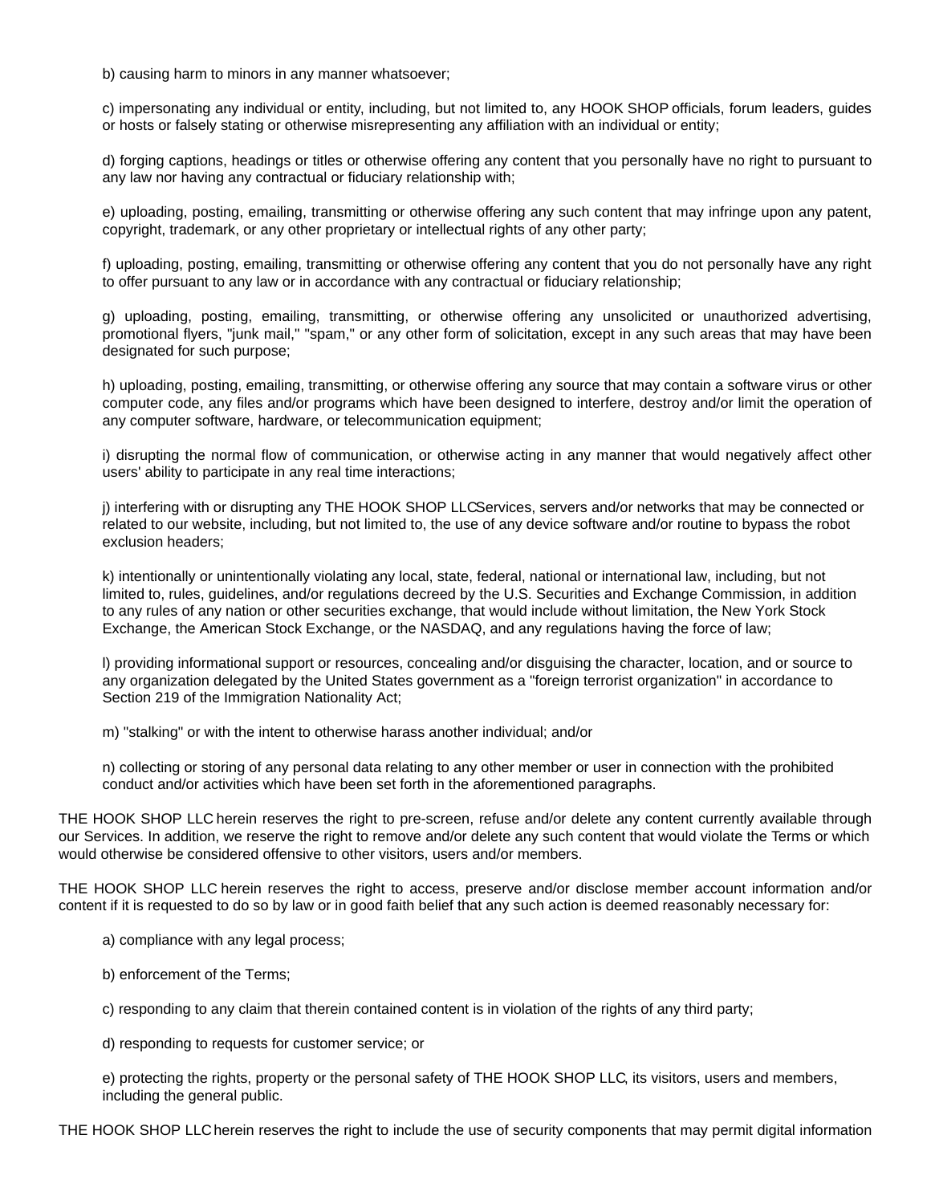b) causing harm to minors in any manner whatsoever;

c) impersonating any individual or entity, including, but not limited to, any HOOK SHOP officials, forum leaders, guides or hosts or falsely stating or otherwise misrepresenting any affiliation with an individual or entity;

d) forging captions, headings or titles or otherwise offering any content that you personally have no right to pursuant to any law nor having any contractual or fiduciary relationship with;

e) uploading, posting, emailing, transmitting or otherwise offering any such content that may infringe upon any patent, copyright, trademark, or any other proprietary or intellectual rights of any other party;

f) uploading, posting, emailing, transmitting or otherwise offering any content that you do not personally have any right to offer pursuant to any law or in accordance with any contractual or fiduciary relationship;

g) uploading, posting, emailing, transmitting, or otherwise offering any unsolicited or unauthorized advertising, promotional flyers, "junk mail," "spam," or any other form of solicitation, except in any such areas that may have been designated for such purpose;

h) uploading, posting, emailing, transmitting, or otherwise offering any source that may contain a software virus or other computer code, any files and/or programs which have been designed to interfere, destroy and/or limit the operation of any computer software, hardware, or telecommunication equipment;

i) disrupting the normal flow of communication, or otherwise acting in any manner that would negatively affect other users' ability to participate in any real time interactions;

j) interfering with or disrupting any THE HOOK SHOP LLCServices, servers and/or networks that may be connected or related to our website, including, but not limited to, the use of any device software and/or routine to bypass the robot exclusion headers;

k) intentionally or unintentionally violating any local, state, federal, national or international law, including, but not limited to, rules, guidelines, and/or regulations decreed by the U.S. Securities and Exchange Commission, in addition to any rules of any nation or other securities exchange, that would include without limitation, the New York Stock Exchange, the American Stock Exchange, or the NASDAQ, and any regulations having the force of law;

l) providing informational support or resources, concealing and/or disguising the character, location, and or source to any organization delegated by the United States government as a "foreign terrorist organization" in accordance to Section 219 of the Immigration Nationality Act;

m) "stalking" or with the intent to otherwise harass another individual; and/or

n) collecting or storing of any personal data relating to any other member or user in connection with the prohibited conduct and/or activities which have been set forth in the aforementioned paragraphs.

THE HOOK SHOP LLC herein reserves the right to pre-screen, refuse and/or delete any content currently available through our Services. In addition, we reserve the right to remove and/or delete any such content that would violate the Terms or which would otherwise be considered offensive to other visitors, users and/or members.

THE HOOK SHOP LLC herein reserves the right to access, preserve and/or disclose member account information and/or content if it is requested to do so by law or in good faith belief that any such action is deemed reasonably necessary for:

a) compliance with any legal process;

b) enforcement of the Terms;

c) responding to any claim that therein contained content is in violation of the rights of any third party;

d) responding to requests for customer service; or

e) protecting the rights, property or the personal safety of THE HOOK SHOP LLC, its visitors, users and members, including the general public.

THE HOOK SHOP LLC herein reserves the right to include the use of security components that may permit digital information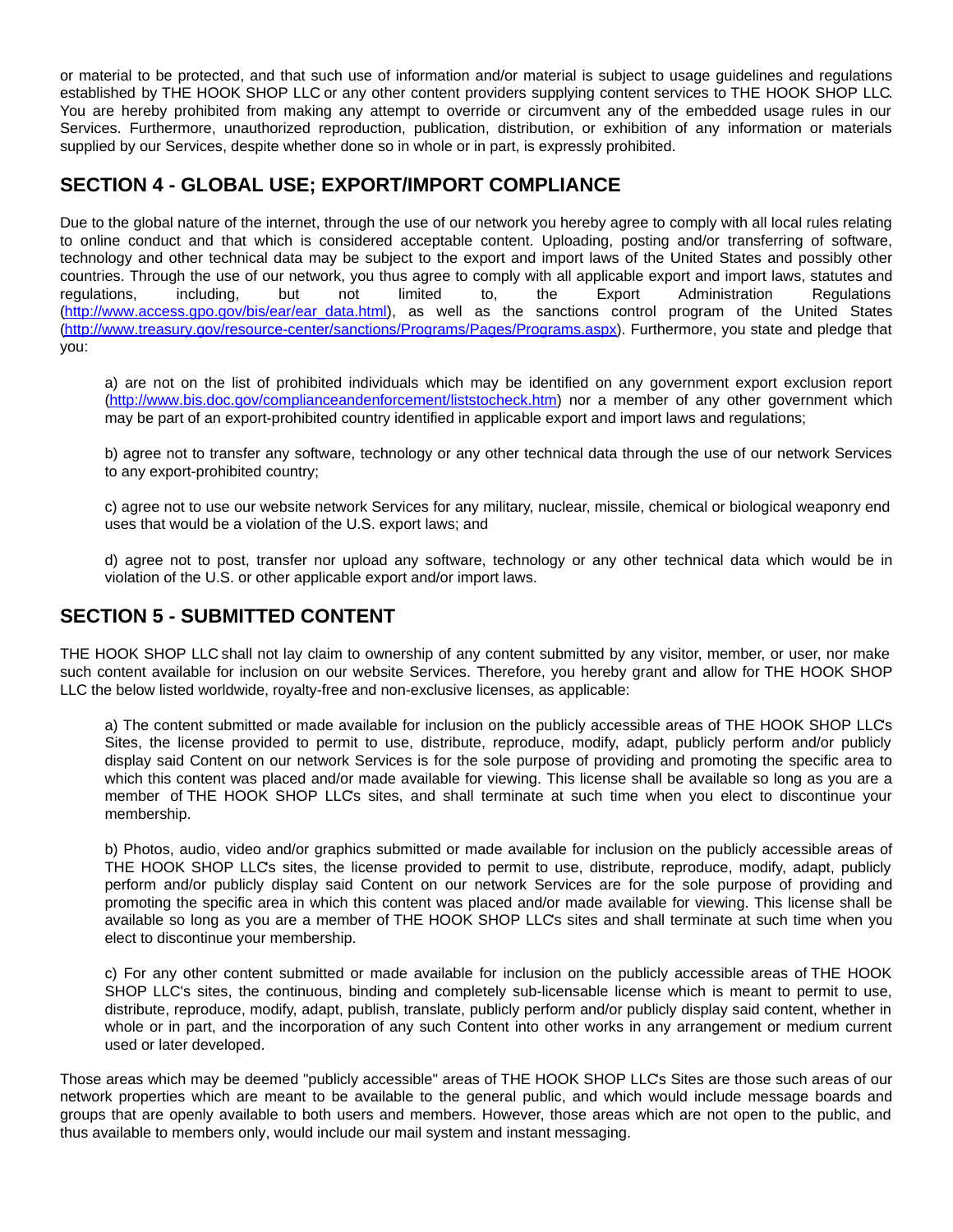or material to be protected, and that such use of information and/or material is subject to usage guidelines and regulations established by THE HOOK SHOP LLC or any other content providers supplying content services to THE HOOK SHOP LLC. You are hereby prohibited from making any attempt to override or circumvent any of the embedded usage rules in our Services. Furthermore, unauthorized reproduction, publication, distribution, or exhibition of any information or materials supplied by our Services, despite whether done so in whole or in part, is expressly prohibited.

## SECTION 4 - GLOBAL USE; EXPORT/IMPORT COMPLIANCE

Due to the global nature of the internet, through the use of our network you hereby agree to comply with all local rules relating to online conduct and that which is considered acceptable content. Uploading, posting and/or transferring of software, technology and other technical data may be subject to the export and import laws of the United States and possibly other countries. Through the use of our network, you thus agree to comply with all applicable export and import laws, statutes and regulations, including, but not limited to, the Export Administration Regulations (http://www.access.gpo.gov/bis/ear/ear_data.html), as well as the sanctions control program of the United States (http://www.treasury.gov/resource-center/sanctions/Programs/Pages/Programs.aspx). Furthermore, you state and pledge that you:

a) are not on the list of prohibited individuals which may be identified on any government export exclusion report (http://www.bis.doc.gov/complianceandenforcement/liststocheck.htm) nor a member of any other government which may be part of an export-prohibited country identified in applicable export and import laws and regulations;

b) agree not to transfer any software, technology or any other technical data through the use of our network Services to any export-prohibited country;

c) agree not to use our website network Services for any military, nuclear, missile, chemical or biological weaponry end uses that would be a violation of the U.S. export laws; and

d) agree not to post, transfer nor upload any software, technology or any other technical data which would be in violation of the U.S. or other applicable export and/or import laws.

## SECTION 5 - SUBMITTED CONTENT

THE HOOK SHOP LLC shall not lay claim to ownership of any content submitted by any visitor, member, or user, nor make such content available for inclusion on our website Services. Therefore, you hereby grant and allow for THE HOOK SHOP LLC the below listed worldwide, royalty-free and non-exclusive licenses, as applicable:

a) The content submitted or made available for inclusion on the publicly accessible areas of THE HOOK SHOP LLC's Sites, the license provided to permit to use, distribute, reproduce, modify, adapt, publicly perform and/or publicly display said Content on our network Services is for the sole purpose of providing and promoting the specific area to which this content was placed and/or made available for viewing. This license shall be available so long as you are a member of THE HOOK SHOP LLC's sites, and shall terminate at such time when you elect to discontinue your membership.

b) Photos, audio, video and/or graphics submitted or made available for inclusion on the publicly accessible areas of THE HOOK SHOP LLC's sites, the license provided to permit to use, distribute, reproduce, modify, adapt, publicly perform and/or publicly display said Content on our network Services are for the sole purpose of providing and promoting the specific area in which this content was placed and/or made available for viewing. This license shall be available so long as you are a member of THE HOOK SHOP LLC's sites and shall terminate at such time when you elect to discontinue your membership.

c) For any other content submitted or made available for inclusion on the publicly accessible areas of THE HOOK SHOP LLC's sites, the continuous, binding and completely sub-licensable license which is meant to permit to use, distribute, reproduce, modify, adapt, publish, translate, publicly perform and/or publicly display said content, whether in whole or in part, and the incorporation of any such Content into other works in any arrangement or medium current used or later developed.

Those areas which may be deemed "publicly accessible" areas of THE HOOK SHOP LLC's Sites are those such areas of our network properties which are meant to be available to the general public, and which would include message boards and groups that are openly available to both users and members. However, those areas which are not open to the public, and thus available to members only, would include our mail system and instant messaging.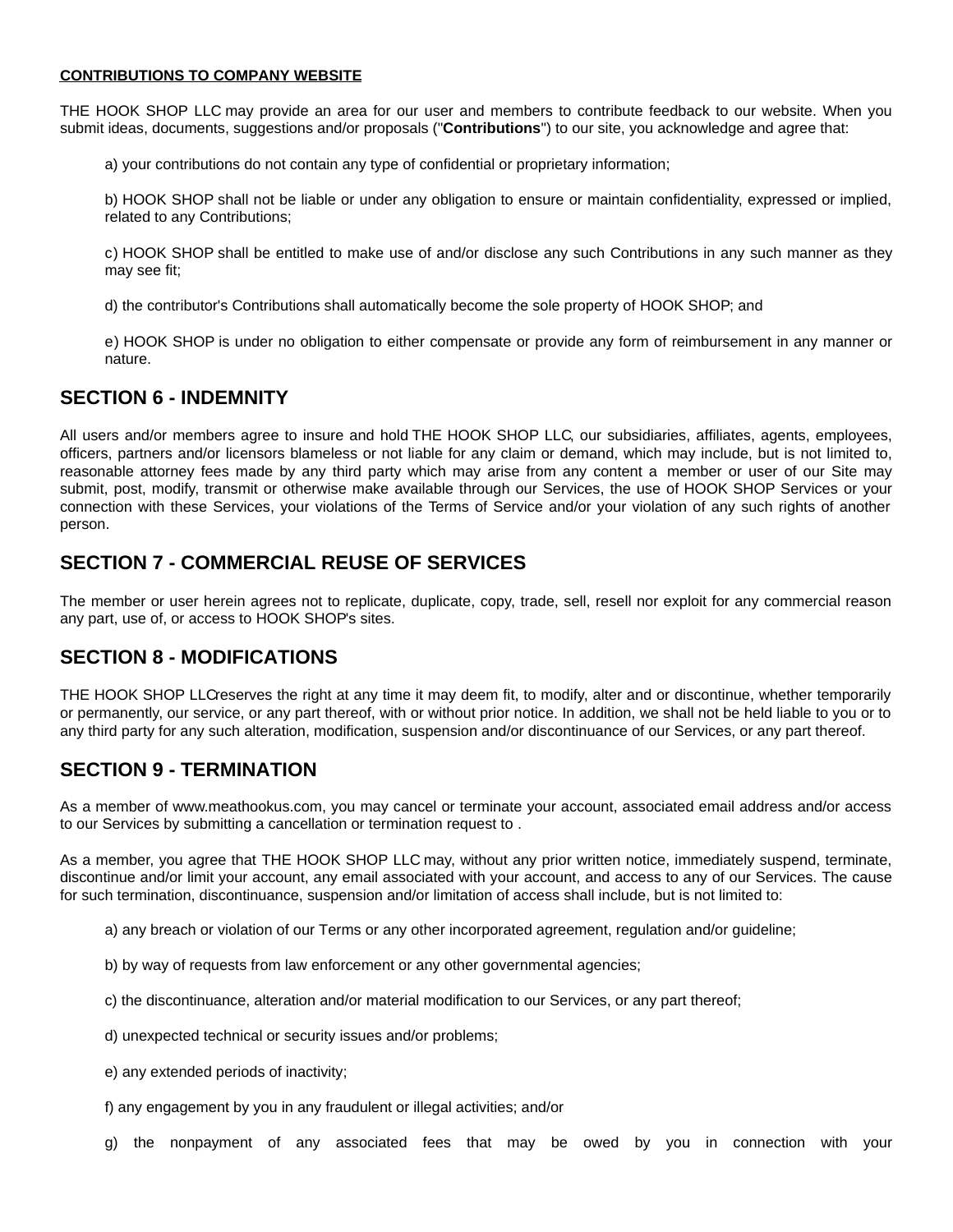**CONTRIBUTIONS TO COMPANY WEBSITE**

THE HOOK SHOP LLC may provide an area for our user and members to contribute feedback to our website. When you submit ideas, documents, suggestions and/or proposals ("**Contributions**") to our site, you acknowledge and agree that:

a) your contributions do not contain any type of confidential or proprietary information;

b) HOOK SHOP shall not be liable or under any obligation to ensure or maintain confidentiality, expressed or implied, related to any Contributions;

c) HOOK SHOP shall be entitled to make use of and/or disclose any such Contributions in any such manner as they may see fit;

d) the contributor's Contributions shall automatically become the sole property of HOOK SHOP; and

e) HOOK SHOP is under no obligation to either compensate or provide any form of reimbursement in any manner or nature.

## SECTION 6 - INDEMNITY

All users and/or members agree to insure and hold THE HOOK SHOP LLC, our subsidiaries, affiliates, agents, employees, officers, partners and/or licensors blameless or not liable for any claim or demand, which may include, but is not limited to, reasonable attorney fees made by any third party which may arise from any content a member or user of our Site may submit, post, modify, transmit or otherwise make available through our Services, the use of HOOK SHOP Services or your connection with these Services, your violations of the Terms of Service and/or your violation of any such rights of another person.

## SECTION 7 - COMMERCIAL REUSE OF SERVICES

The member or user herein agrees not to replicate, duplicate, copy, trade, sell, resell nor exploit for any commercial reason any part, use of, or access to HOOK SHOP's sites.

## SECTION 8 - MODIFICATIONS

THE HOOK SHOP LLCreserves the right at any time it may deem fit, to modify, alter and or discontinue, whether temporarily or permanently, our service, or any part thereof, with or without prior notice. In addition, we shall not be held liable to you or to any third party for any such alteration, modification, suspension and/or discontinuance of our Services, or any part thereof.

## SECTION 9 - TERMINATION

As a member of www.meathookus.com, you may cancel or terminate your account, associated email address and/or access to our Services by submitting a cancellation or termination request to .

As a member, you agree that THE HOOK SHOP LLC may, without any prior written notice, immediately suspend, terminate, discontinue and/or limit your account, any email associated with your account, and access to any of our Services. The cause for such termination, discontinuance, suspension and/or limitation of access shall include, but is not limited to:

a) any breach or violation of our Terms or any other incorporated agreement, regulation and/or guideline;

b) by way of requests from law enforcement or any other governmental agencies;

c) the discontinuance, alteration and/or material modification to our Services, or any part thereof;

d) unexpected technical or security issues and/or problems;

e) any extended periods of inactivity;

f) any engagement by you in any fraudulent or illegal activities; and/or

g) the nonpayment of any associated fees that may be owed by you in connection with your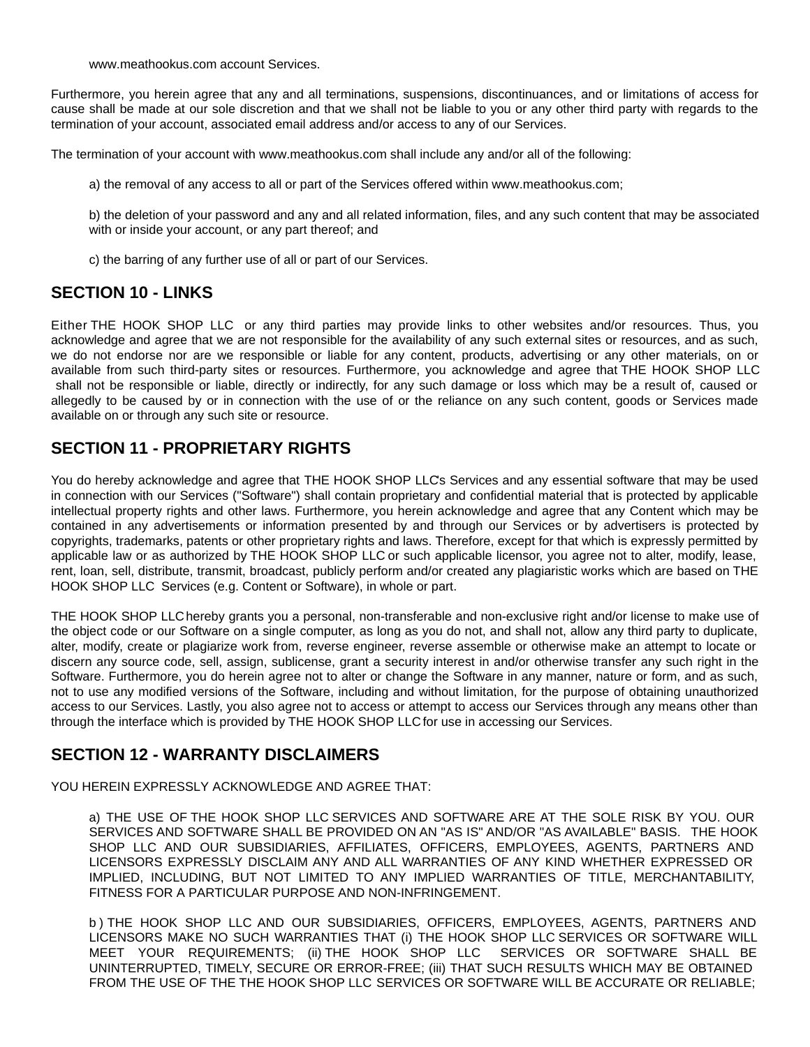www.meathookus.com account Services.

Furthermore, you herein agree that any and all terminations, suspensions, discontinuances, and or limitations of access for cause shall be made at our sole discretion and that we shall not be liable to you or any other third party with regards to the termination of your account, associated email address and/or access to any of our Services.

The termination of your account with www.meathookus.com shall include any and/or all of the following:

a) the removal of any access to all or part of the Services offered within www.meathookus.com;

b) the deletion of your password and any and all related information, files, and any such content that may be associated with or inside your account, or any part thereof; and

c) the barring of any further use of all or part of our Services.

## SECTION 10 - LINKS

Either THE HOOK SHOP LLC or any third parties may provide links to other websites and/or resources. Thus, you acknowledge and agree that we are not responsible for the availability of any such external sites or resources, and as such, we do not endorse nor are we responsible or liable for any content, products, advertising or any other materials, on or available from such third-party sites or resources. Furthermore, you acknowledge and agree that THE HOOK SHOP LLC shall not be responsible or liable, directly or indirectly, for any such damage or loss which may be a result of, caused or allegedly to be caused by or in connection with the use of or the reliance on any such content, goods or Services made available on or through any such site or resource.

## SECTION 11 - PROPRIETARY RIGHTS

You do hereby acknowledge and agree that THE HOOK SHOP LLC's Services and any essential software that may be used in connection with our Services ("Software") shall contain proprietary and confidential material that is protected by applicable intellectual property rights and other laws. Furthermore, you herein acknowledge and agree that any Content which may be contained in any advertisements or information presented by and through our Services or by advertisers is protected by copyrights, trademarks, patents or other proprietary rights and laws. Therefore, except for that which is expressly permitted by applicable law or as authorized by THE HOOK SHOP LLC or such applicable licensor, you agree not to alter, modify, lease, rent, loan, sell, distribute, transmit, broadcast, publicly perform and/or created any plagiaristic works which are based on THE HOOK SHOP LLC Services (e.g. Content or Software), in whole or part.

THE HOOK SHOP LLC hereby grants you a personal, non-transferable and non-exclusive right and/or license to make use of the object code or our Software on a single computer, as long as you do not, and shall not, allow any third party to duplicate, alter, modify, create or plagiarize work from, reverse engineer, reverse assemble or otherwise make an attempt to locate or discern any source code, sell, assign, sublicense, grant a security interest in and/or otherwise transfer any such right in the Software. Furthermore, you do herein agree not to alter or change the Software in any manner, nature or form, and as such, not to use any modified versions of the Software, including and without limitation, for the purpose of obtaining unauthorized access to our Services. Lastly, you also agree not to access or attempt to access our Services through any means other than through the interface which is provided by THE HOOK SHOP LLC for use in accessing our Services.

## SECTION 12 - WARRANTY DISCLAIMERS

YOU HEREIN EXPRESSLY ACKNOWLEDGE AND AGREE THAT:

a) THE USE OF THE HOOK SHOP LLC SERVICES AND SOFTWARE ARE AT THE SOLE RISK BY YOU. OUR SERVICES AND SOFTWARE SHALL BE PROVIDED ON AN "AS IS" AND/OR "AS AVAILABLE" BASIS. THE HOOK SHOP LLC AND OUR SUBSIDIARIES, AFFILIATES, OFFICERS, EMPLOYEES, AGENTS, PARTNERS AND LICENSORS EXPRESSLY DISCLAIM ANY AND ALL WARRANTIES OF ANY KIND WHETHER EXPRESSED OR IMPLIED, INCLUDING, BUT NOT LIMITED TO ANY IMPLIED WARRANTIES OF TITLE, MERCHANTABILITY, FITNESS FOR A PARTICULAR PURPOSE AND NON-INFRINGEMENT.

b ) THE HOOK SHOP LLC AND OUR SUBSIDIARIES, OFFICERS, EMPLOYEES, AGENTS, PARTNERS AND LICENSORS MAKE NO SUCH WARRANTIES THAT (i) THE HOOK SHOP LLC SERVICES OR SOFTWARE WILL MEET YOUR REQUIREMENTS; (ii) THE HOOK SHOP LLC SERVICES OR SOFTWARE SHALL BE UNINTERRUPTED, TIMELY, SECURE OR ERROR-FREE; (iii) THAT SUCH RESULTS WHICH MAY BE OBTAINED FROM THE USE OF THE THE HOOK SHOP LLC SERVICES OR SOFTWARE WILL BE ACCURATE OR RELIABLE;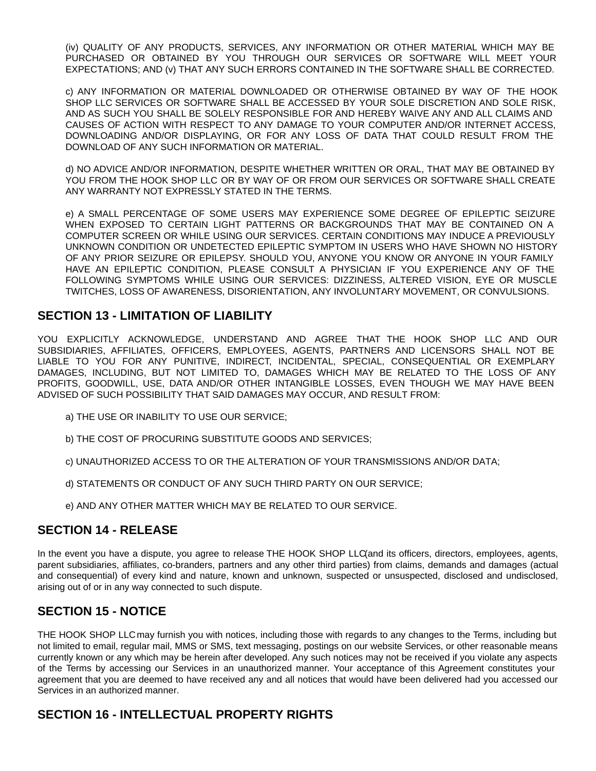(iv) QUALITY OF ANY PRODUCTS, SERVICES, ANY INFORMATION OR OTHER MATERIAL WHICH MAY BE PURCHASED OR OBTAINED BY YOU THROUGH OUR SERVICES OR SOFTWARE WILL MEET YOUR EXPECTATIONS; AND (v) THAT ANY SUCH ERRORS CONTAINED IN THE SOFTWARE SHALL BE CORRECTED.

c) ANY INFORMATION OR MATERIAL DOWNLOADED OR OTHERWISE OBTAINED BY WAY OF THE HOOK SHOP LLC SERVICES OR SOFTWARE SHALL BE ACCESSED BY YOUR SOLE DISCRETION AND SOLE RISK, AND AS SUCH YOU SHALL BE SOLELY RESPONSIBLE FOR AND HEREBY WAIVE ANY AND ALL CLAIMS AND CAUSES OF ACTION WITH RESPECT TO ANY DAMAGE TO YOUR COMPUTER AND/OR INTERNET ACCESS, DOWNLOADING AND/OR DISPLAYING, OR FOR ANY LOSS OF DATA THAT COULD RESULT FROM THE DOWNLOAD OF ANY SUCH INFORMATION OR MATERIAL.

d) NO ADVICE AND/OR INFORMATION, DESPITE WHETHER WRITTEN OR ORAL, THAT MAY BE OBTAINED BY YOU FROM THE HOOK SHOP LLC OR BY WAY OF OR FROM OUR SERVICES OR SOFTWARE SHALL CREATE ANY WARRANTY NOT EXPRESSLY STATED IN THE TERMS.

e) A SMALL PERCENTAGE OF SOME USERS MAY EXPERIENCE SOME DEGREE OF EPILEPTIC SEIZURE WHEN EXPOSED TO CERTAIN LIGHT PATTERNS OR BACKGROUNDS THAT MAY BE CONTAINED ON A COMPUTER SCREEN OR WHILE USING OUR SERVICES. CERTAIN CONDITIONS MAY INDUCE A PREVIOUSLY UNKNOWN CONDITION OR UNDETECTED EPILEPTIC SYMPTOM IN USERS WHO HAVE SHOWN NO HISTORY OF ANY PRIOR SEIZURE OR EPILEPSY. SHOULD YOU, ANYONE YOU KNOW OR ANYONE IN YOUR FAMILY HAVE AN EPILEPTIC CONDITION, PLEASE CONSULT A PHYSICIAN IF YOU EXPERIENCE ANY OF THE FOLLOWING SYMPTOMS WHILE USING OUR SERVICES: DIZZINESS, ALTERED VISION, EYE OR MUSCLE TWITCHES, LOSS OF AWARENESS, DISORIENTATION, ANY INVOLUNTARY MOVEMENT, OR CONVULSIONS.

## SECTION 13 - LIMITATION OF LIABILITY

YOU EXPLICITLY ACKNOWLEDGE, UNDERSTAND AND AGREE THAT THE HOOK SHOP LLC AND OUR SUBSIDIARIES, AFFILIATES, OFFICERS, EMPLOYEES, AGENTS, PARTNERS AND LICENSORS SHALL NOT BE LIABLE TO YOU FOR ANY PUNITIVE, INDIRECT, INCIDENTAL, SPECIAL, CONSEQUENTIAL OR EXEMPLARY DAMAGES, INCLUDING, BUT NOT LIMITED TO, DAMAGES WHICH MAY BE RELATED TO THE LOSS OF ANY PROFITS, GOODWILL, USE, DATA AND/OR OTHER INTANGIBLE LOSSES, EVEN THOUGH WE MAY HAVE BEEN ADVISED OF SUCH POSSIBILITY THAT SAID DAMAGES MAY OCCUR, AND RESULT FROM:

a) THE USE OR INABILITY TO USE OUR SERVICE;

b) THE COST OF PROCURING SUBSTITUTE GOODS AND SERVICES;

c) UNAUTHORIZED ACCESS TO OR THE ALTERATION OF YOUR TRANSMISSIONS AND/OR DATA;

d) STATEMENTS OR CONDUCT OF ANY SUCH THIRD PARTY ON OUR SERVICE;

e) AND ANY OTHER MATTER WHICH MAY BE RELATED TO OUR SERVICE.

## SECTION 14 - RELEASE

In the event you have a dispute, you agree to release THE HOOK SHOP LLC (and its officers, directors, employees, agents, parent subsidiaries, affiliates, co-branders, partners and any other third parties) from claims, demands and damages (actual and consequential) of every kind and nature, known and unknown, suspected or unsuspected, disclosed and undisclosed, arising out of or in any way connected to such dispute.

## SECTION 15 - NOTICE

THE HOOK SHOP LLC may furnish you with notices, including those with regards to any changes to the Terms, including but not limited to email, regular mail, MMS or SMS, text messaging, postings on our website Services, or other reasonable means currently known or any which may be herein after developed. Any such notices may not be received if you violate any aspects of the Terms by accessing our Services in an unauthorized manner. Your acceptance of this Agreement constitutes your agreement that you are deemed to have received any and all notices that would have been delivered had you accessed our Services in an authorized manner.

## SECTION 16 - INTELLECTUAL PROPERTY RIGHTS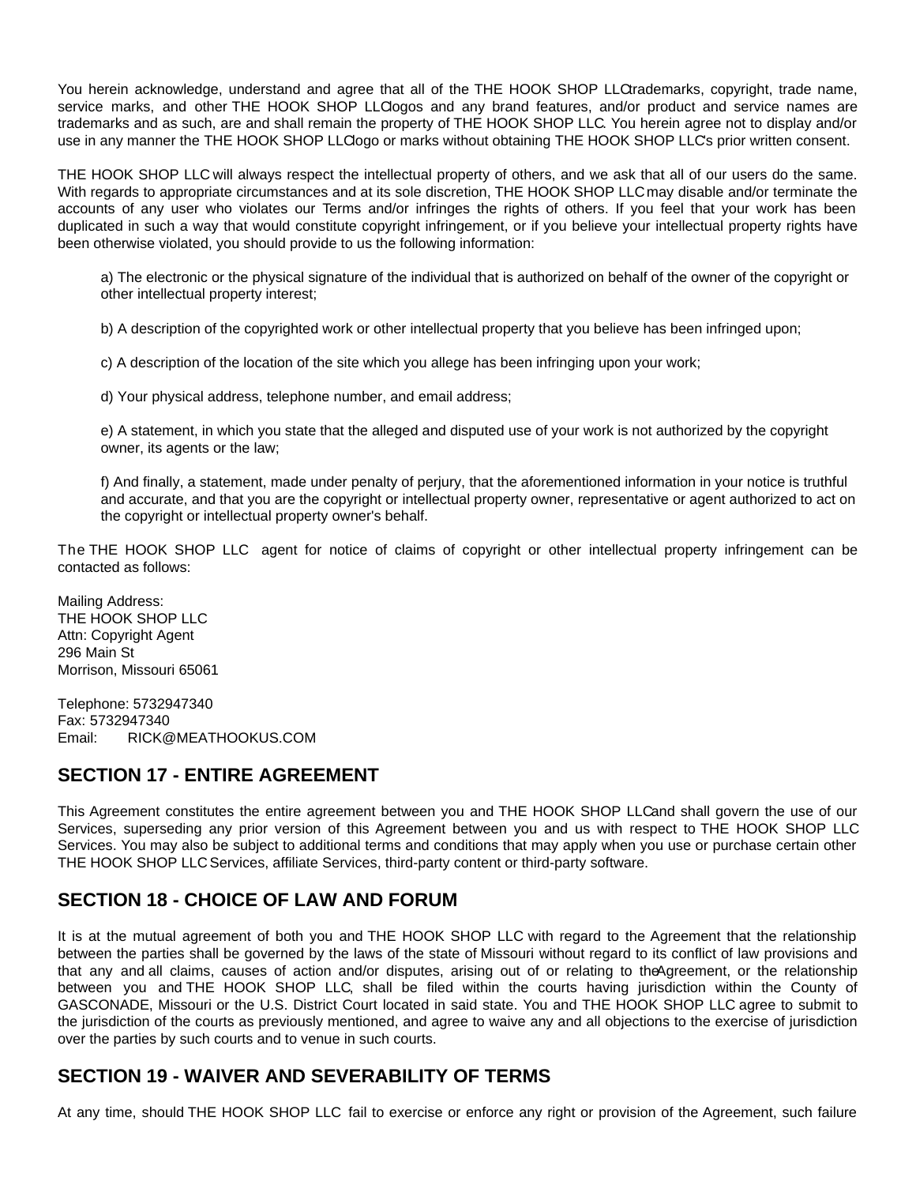You herein acknowledge, understand and agree that all of the THE HOOK SHOP LLC trademarks, copyright, trade name, service marks, and other THE HOOK SHOP LLC logos and any brand features, and/or product and service names are trademarks and as such, are and shall remain the property of THE HOOK SHOP LLC. You herein agree not to display and/or use in any manner the THE HOOK SHOP LLC logo or marks without obtaining THE HOOK SHOP LLC's prior written consent.

THE HOOK SHOP LLC will always respect the intellectual property of others, and we ask that all of our users do the same. With regards to appropriate circumstances and at its sole discretion, THE HOOK SHOP LLC may disable and/or terminate the accounts of any user who violates our Terms and/or infringes the rights of others. If you feel that your work has been duplicated in such a way that would constitute copyright infringement, or if you believe your intellectual property rights have been otherwise violated, you should provide to us the following information:

a) The electronic or the physical signature of the individual that is authorized on behalf of the owner of the copyright or other intellectual property interest;

b) A description of the copyrighted work or other intellectual property that you believe has been infringed upon;

c) A description of the location of the site which you allege has been infringing upon your work;

d) Your physical address, telephone number, and email address;

e) A statement, in which you state that the alleged and disputed use of your work is not authorized by the copyright owner, its agents or the law;

f) And finally, a statement, made under penalty of perjury, that the aforementioned information in your notice is truthful and accurate, and that you are the copyright or intellectual property owner, representative or agent authorized to act on the copyright or intellectual property owner's behalf.

The THE HOOK SHOP LLC agent for notice of claims of copyright or other intellectual property infringement can be contacted as follows:

Mailing Address:
THE HOOK SHOP LLC
Attn: Copyright Agent
296 Main St
Morrison, Missouri 65061

Telephone: 5732947340
Fax: 5732947340
Email: RICK@MEATHOOKUS.COM

## SECTION 17 - ENTIRE AGREEMENT

This Agreement constitutes the entire agreement between you and THE HOOK SHOP LLC and shall govern the use of our Services, superseding any prior version of this Agreement between you and us with respect to THE HOOK SHOP LLC Services. You may also be subject to additional terms and conditions that may apply when you use or purchase certain other THE HOOK SHOP LLC Services, affiliate Services, third-party content or third-party software.

## SECTION 18 - CHOICE OF LAW AND FORUM

It is at the mutual agreement of both you and THE HOOK SHOP LLC with regard to the Agreement that the relationship between the parties shall be governed by the laws of the state of Missouri without regard to its conflict of law provisions and that any and all claims, causes of action and/or disputes, arising out of or relating to the Agreement, or the relationship between you and THE HOOK SHOP LLC, shall be filed within the courts having jurisdiction within the County of GASCONADE, Missouri or the U.S. District Court located in said state. You and THE HOOK SHOP LLC agree to submit to the jurisdiction of the courts as previously mentioned, and agree to waive any and all objections to the exercise of jurisdiction over the parties by such courts and to venue in such courts.

## SECTION 19 - WAIVER AND SEVERABILITY OF TERMS

At any time, should THE HOOK SHOP LLC fail to exercise or enforce any right or provision of the Agreement, such failure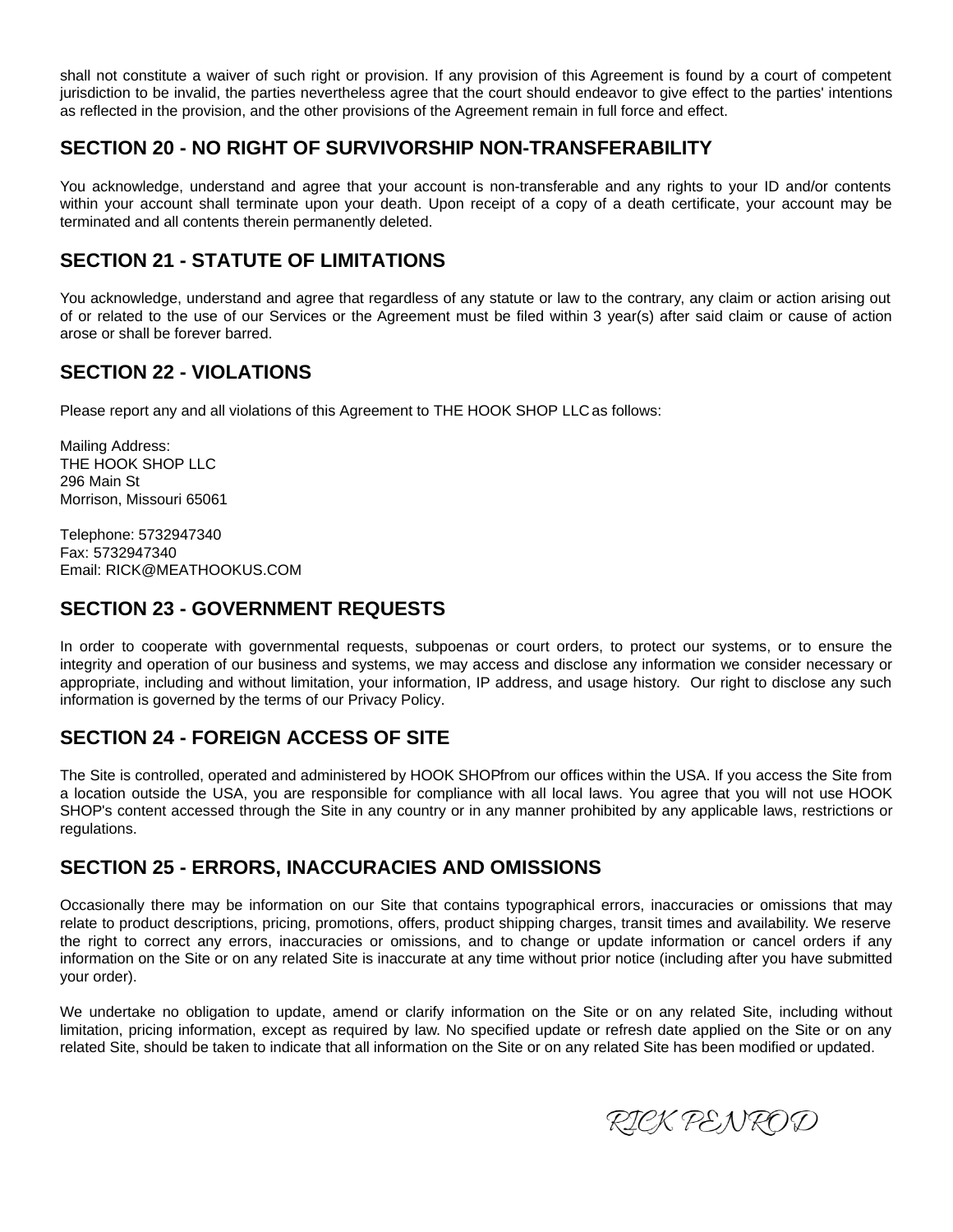shall not constitute a waiver of such right or provision. If any provision of this Agreement is found by a court of competent jurisdiction to be invalid, the parties nevertheless agree that the court should endeavor to give effect to the parties' intentions as reflected in the provision, and the other provisions of the Agreement remain in full force and effect.

## SECTION 20 - NO RIGHT OF SURVIVORSHIP NON-TRANSFERABILITY

You acknowledge, understand and agree that your account is non-transferable and any rights to your ID and/or contents within your account shall terminate upon your death. Upon receipt of a copy of a death certificate, your account may be terminated and all contents therein permanently deleted.

## SECTION 21 - STATUTE OF LIMITATIONS

You acknowledge, understand and agree that regardless of any statute or law to the contrary, any claim or action arising out of or related to the use of our Services or the Agreement must be filed within 3 year(s) after said claim or cause of action arose or shall be forever barred.

## SECTION 22 - VIOLATIONS

Please report any and all violations of this Agreement to THE HOOK SHOP LLC as follows:

Mailing Address:
THE HOOK SHOP LLC
296 Main St
Morrison, Missouri 65061

Telephone: 5732947340
Fax: 5732947340
Email: RICK@MEATHOOKUS.COM

## SECTION 23 - GOVERNMENT REQUESTS

In order to cooperate with governmental requests, subpoenas or court orders, to protect our systems, or to ensure the integrity and operation of our business and systems, we may access and disclose any information we consider necessary or appropriate, including and without limitation, your information, IP address, and usage history. Our right to disclose any such information is governed by the terms of our Privacy Policy.

## SECTION 24 - FOREIGN ACCESS OF SITE

The Site is controlled, operated and administered by HOOK SHOPfrom our offices within the USA. If you access the Site from a location outside the USA, you are responsible for compliance with all local laws. You agree that you will not use HOOK SHOP's content accessed through the Site in any country or in any manner prohibited by any applicable laws, restrictions or regulations.

## SECTION 25 - ERRORS, INACCURACIES AND OMISSIONS

Occasionally there may be information on our Site that contains typographical errors, inaccuracies or omissions that may relate to product descriptions, pricing, promotions, offers, product shipping charges, transit times and availability. We reserve the right to correct any errors, inaccuracies or omissions, and to change or update information or cancel orders if any information on the Site or on any related Site is inaccurate at any time without prior notice (including after you have submitted your order).

We undertake no obligation to update, amend or clarify information on the Site or on any related Site, including without limitation, pricing information, except as required by law. No specified update or refresh date applied on the Site or on any related Site, should be taken to indicate that all information on the Site or on any related Site has been modified or updated.

RICK PENROD